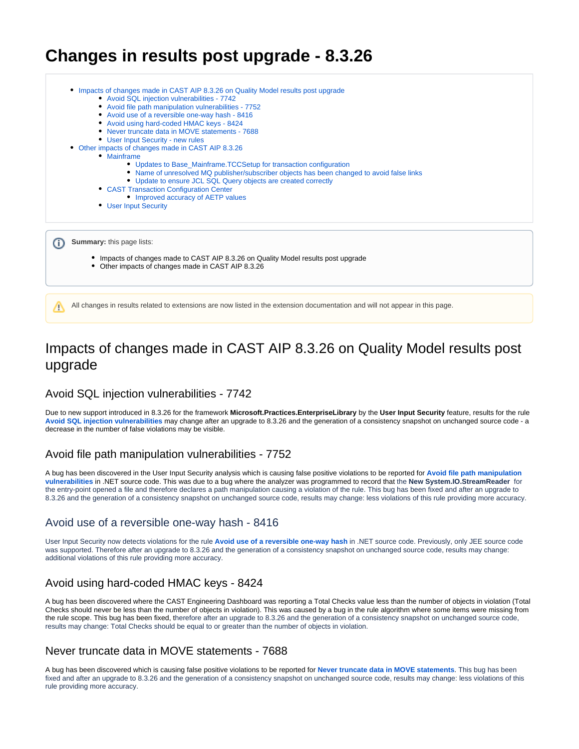# Changes in results post upgrade - 8.3.26

- Impacts of changes made in CAST AIP 8.3.26 on Quality Model results post upgrade
  - Avoid SQL injection vulnerabilities - 7742
  - Avoid file path manipulation vulnerabilities - 7752
  - Avoid use of a reversible one-way hash - 8416
  - Avoid using hard-coded HMAC keys - 8424
  - Never truncate data in MOVE statements - 7688
  - User Input Security - new rules
- Other impacts of changes made in CAST AIP 8.3.26
  - Mainframe
    - Updates to Base_Mainframe.TCCSetup for transaction configuration
    - Name of unresolved MQ publisher/subscriber objects has been changed to avoid false links
    - Update to ensure JCL SQL Query objects are created correctly
  - CAST Transaction Configuration Center
    - Improved accuracy of AETP values
  - User Input Security

**Summary:** this page lists:

- Impacts of changes made to CAST AIP 8.3.26 on Quality Model results post upgrade
- Other impacts of changes made in CAST AIP 8.3.26

All changes in results related to extensions are now listed in the extension documentation and will not appear in this page.

## Impacts of changes made in CAST AIP 8.3.26 on Quality Model results post upgrade

### Avoid SQL injection vulnerabilities - 7742

Due to new support introduced in 8.3.26 for the framework **Microsoft.Practices.EnterpriseLibrary** by the **User Input Security** feature, results for the rule **Avoid SQL injection vulnerabilities** may change after an upgrade to 8.3.26 and the generation of a consistency snapshot on unchanged source code - a decrease in the number of false violations may be visible.

### Avoid file path manipulation vulnerabilities - 7752

A bug has been discovered in the User Input Security analysis which is causing false positive violations to be reported for **Avoid file path manipulation vulnerabilities** in .NET source code. This was due to a bug where the analyzer was programmed to record that the **New System.IO.StreamReader** for the entry-point opened a file and therefore declares a path manipulation causing a violation of the rule. This bug has been fixed and after an upgrade to 8.3.26 and the generation of a consistency snapshot on unchanged source code, results may change: less violations of this rule providing more accuracy.

### Avoid use of a reversible one-way hash - 8416

User Input Security now detects violations for the rule **Avoid use of a reversible one-way hash** in .NET source code. Previously, only JEE source code was supported. Therefore after an upgrade to 8.3.26 and the generation of a consistency snapshot on unchanged source code, results may change: additional violations of this rule providing more accuracy.

### Avoid using hard-coded HMAC keys - 8424

A bug has been discovered where the CAST Engineering Dashboard was reporting a Total Checks value less than the number of objects in violation (Total Checks should never be less than the number of objects in violation). This was caused by a bug in the rule algorithm where some items were missing from the rule scope. This bug has been fixed, therefore after an upgrade to 8.3.26 and the generation of a consistency snapshot on unchanged source code, results may change: Total Checks should be equal to or greater than the number of objects in violation.

### Never truncate data in MOVE statements - 7688

A bug has been discovered which is causing false positive violations to be reported for **Never truncate data in MOVE statements.** This bug has been fixed and after an upgrade to 8.3.26 and the generation of a consistency snapshot on unchanged source code, results may change: less violations of this rule providing more accuracy.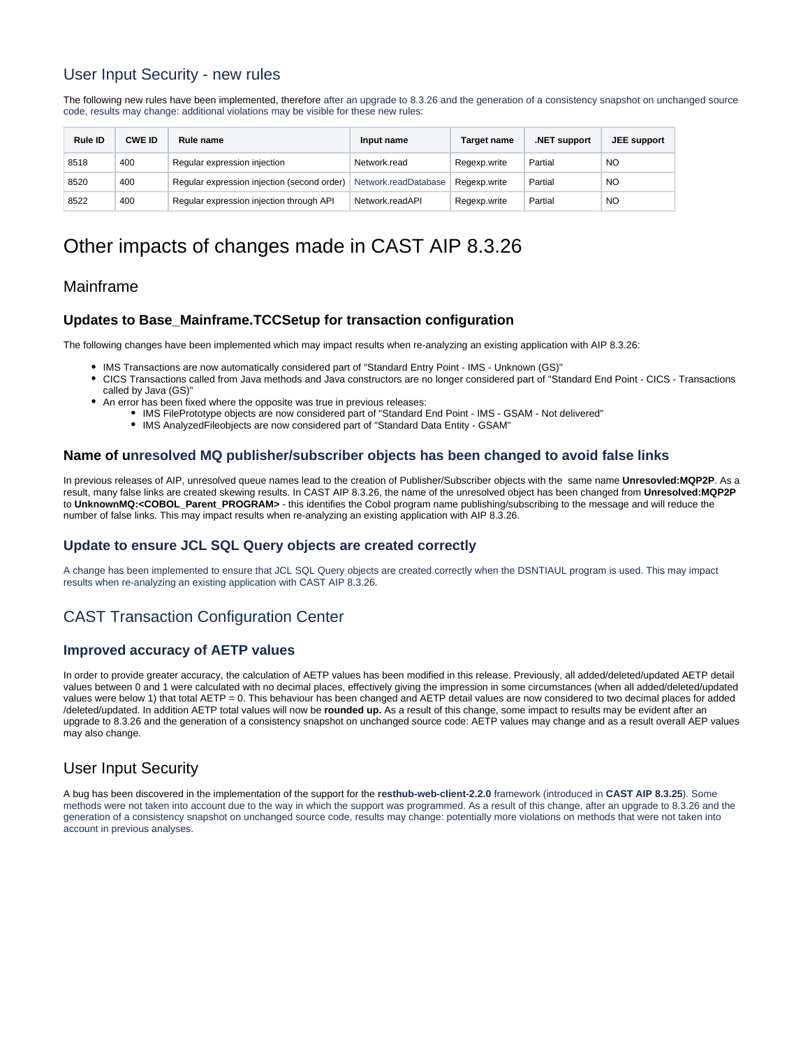## User Input Security - new rules

The following new rules have been implemented, therefore after an upgrade to 8.3.26 and the generation of a consistency snapshot on unchanged source code, results may change: additional violations may be visible for these new rules:

| Rule ID | CWE ID | Rule name | Input name | Target name | .NET support | JEE support |
| --- | --- | --- | --- | --- | --- | --- |
| 8518 | 400 | Regular expression injection | Network.read | Regexp.write | Partial | NO |
| 8520 | 400 | Regular expression injection (second order) | Network.readDatabase | Regexp.write | Partial | NO |
| 8522 | 400 | Regular expression injection through API | Network.readAPI | Regexp.write | Partial | NO |

# Other impacts of changes made in CAST AIP 8.3.26

## Mainframe

### Updates to Base_Mainframe.TCCSetup for transaction configuration

The following changes have been implemented which may impact results when re-analyzing an existing application with AIP 8.3.26:

- IMS Transactions are now automatically considered part of "Standard Entry Point - IMS - Unknown (GS)"
- CICS Transactions called from Java methods and Java constructors are no longer considered part of "Standard End Point - CICS - Transactions called by Java (GS)"
- An error has been fixed where the opposite was true in previous releases:
  - IMS FilePrototype objects are now considered part of "Standard End Point - IMS - GSAM - Not delivered"
  - IMS AnalyzedFileobjects are now considered part of "Standard Data Entity - GSAM"

### Name of unresolved MQ publisher/subscriber objects has been changed to avoid false links

In previous releases of AIP, unresolved queue names lead to the creation of Publisher/Subscriber objects with the same name **Unresovled:MQP2P**. As a result, many false links are created skewing results. In CAST AIP 8.3.26, the name of the unresolved object has been changed from **Unresolved:MQP2P** to **UnknownMQ:<COBOL_Parent_PROGRAM>** - this identifies the Cobol program name publishing/subscribing to the message and will reduce the number of false links. This may impact results when re-analyzing an existing application with AIP 8.3.26.

### Update to ensure JCL SQL Query objects are created correctly

A change has been implemented to ensure that JCL SQL Query objects are created correctly when the DSNTIAUL program is used. This may impact results when re-analyzing an existing application with CAST AIP 8.3.26.

## CAST Transaction Configuration Center

### Improved accuracy of AETP values

In order to provide greater accuracy, the calculation of AETP values has been modified in this release. Previously, all added/deleted/updated AETP detail values between 0 and 1 were calculated with no decimal places, effectively giving the impression in some circumstances (when all added/deleted/updated values were below 1) that total AETP = 0. This behaviour has been changed and AETP detail values are now considered to two decimal places for added /deleted/updated. In addition AETP total values will now be **rounded up.** As a result of this change, some impact to results may be evident after an upgrade to 8.3.26 and the generation of a consistency snapshot on unchanged source code: AETP values may change and as a result overall AEP values may also change.

## User Input Security

A bug has been discovered in the implementation of the support for the **resthub-web-client-2.2.0** framework (introduced in **CAST AIP 8.3.25**). Some methods were not taken into account due to the way in which the support was programmed. As a result of this change, after an upgrade to 8.3.26 and the generation of a consistency snapshot on unchanged source code, results may change: potentially more violations on methods that were not taken into account in previous analyses.